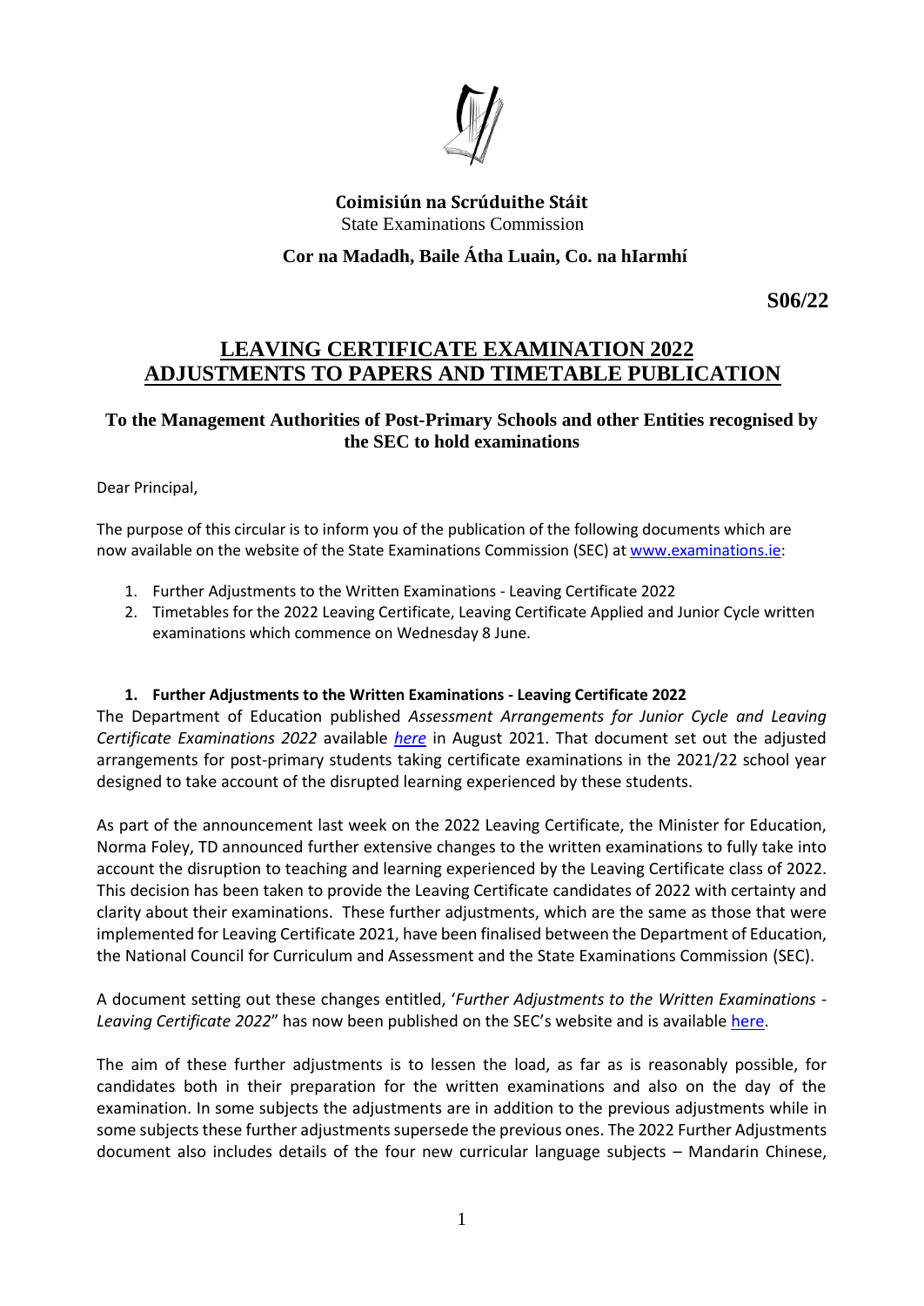**Coimisiún na Scrúduithe Stáit**
State Examinations Commission

**Cor na Madadh, Baile Átha Luain, Co. na hIarmhí**

**S06/22**

# LEAVING CERTIFICATE EXAMINATION 2022 ADJUSTMENTS TO PAPERS AND TIMETABLE PUBLICATION

**To the Management Authorities of Post-Primary Schools and other Entities recognised by the SEC to hold examinations**

Dear Principal,

The purpose of this circular is to inform you of the publication of the following documents which are now available on the website of the State Examinations Commission (SEC) at www.examinations.ie:

1. Further Adjustments to the Written Examinations - Leaving Certificate 2022
2. Timetables for the 2022 Leaving Certificate, Leaving Certificate Applied and Junior Cycle written examinations which commence on Wednesday 8 June.

## 1. Further Adjustments to the Written Examinations - Leaving Certificate 2022

The Department of Education published *Assessment Arrangements for Junior Cycle and Leaving Certificate Examinations 2022* available *here* in August 2021. That document set out the adjusted arrangements for post-primary students taking certificate examinations in the 2021/22 school year designed to take account of the disrupted learning experienced by these students.

As part of the announcement last week on the 2022 Leaving Certificate, the Minister for Education, Norma Foley, TD announced further extensive changes to the written examinations to fully take into account the disruption to teaching and learning experienced by the Leaving Certificate class of 2022. This decision has been taken to provide the Leaving Certificate candidates of 2022 with certainty and clarity about their examinations. These further adjustments, which are the same as those that were implemented for Leaving Certificate 2021, have been finalised between the Department of Education, the National Council for Curriculum and Assessment and the State Examinations Commission (SEC).

A document setting out these changes entitled, '*Further Adjustments to the Written Examinations - Leaving Certificate 2022*" has now been published on the SEC's website and is available here.

The aim of these further adjustments is to lessen the load, as far as is reasonably possible, for candidates both in their preparation for the written examinations and also on the day of the examination. In some subjects the adjustments are in addition to the previous adjustments while in some subjects these further adjustments supersede the previous ones. The 2022 Further Adjustments document also includes details of the four new curricular language subjects – Mandarin Chinese,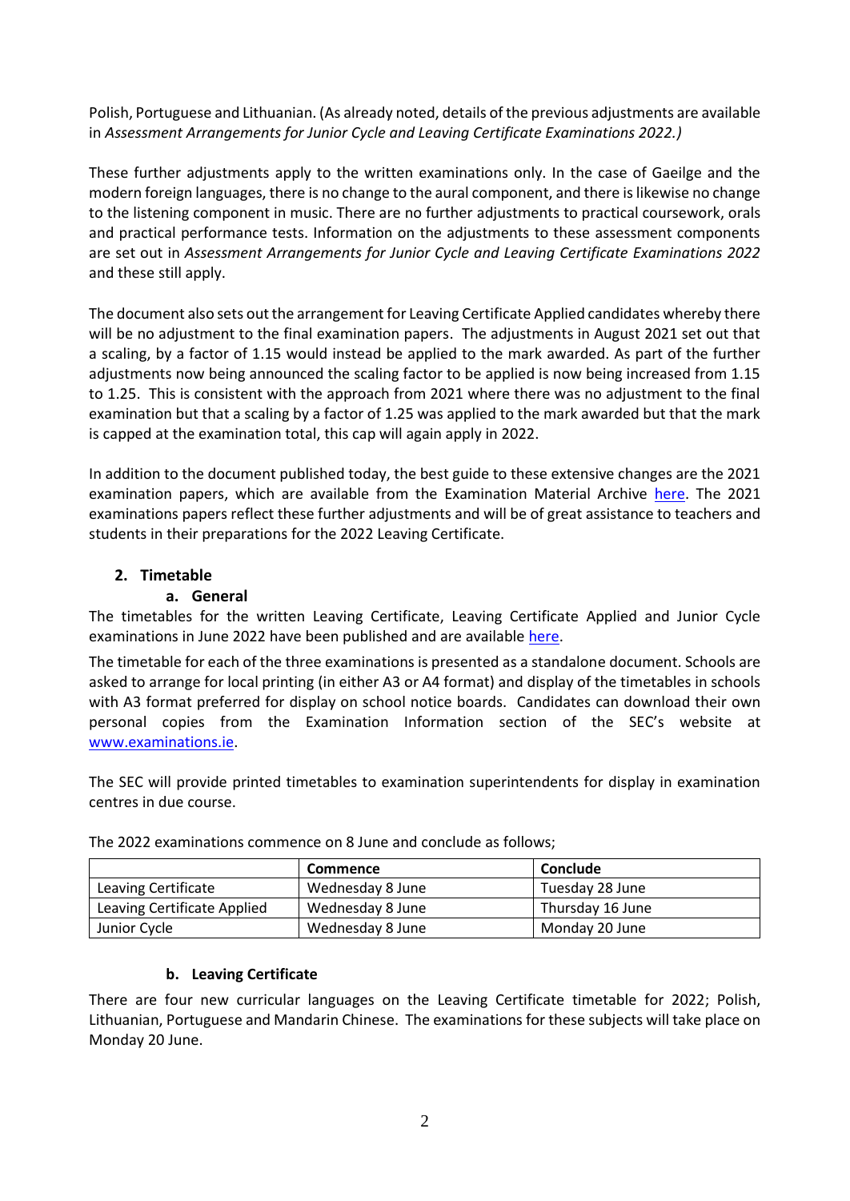Polish, Portuguese and Lithuanian. (As already noted, details of the previous adjustments are available in *Assessment Arrangements for Junior Cycle and Leaving Certificate Examinations 2022.)*

These further adjustments apply to the written examinations only. In the case of Gaeilge and the modern foreign languages, there is no change to the aural component, and there is likewise no change to the listening component in music. There are no further adjustments to practical coursework, orals and practical performance tests. Information on the adjustments to these assessment components are set out in *Assessment Arrangements for Junior Cycle and Leaving Certificate Examinations 2022* and these still apply.

The document also sets out the arrangement for Leaving Certificate Applied candidates whereby there will be no adjustment to the final examination papers. The adjustments in August 2021 set out that a scaling, by a factor of 1.15 would instead be applied to the mark awarded. As part of the further adjustments now being announced the scaling factor to be applied is now being increased from 1.15 to 1.25. This is consistent with the approach from 2021 where there was no adjustment to the final examination but that a scaling by a factor of 1.25 was applied to the mark awarded but that the mark is capped at the examination total, this cap will again apply in 2022.

In addition to the document published today, the best guide to these extensive changes are the 2021 examination papers, which are available from the Examination Material Archive here. The 2021 examinations papers reflect these further adjustments and will be of great assistance to teachers and students in their preparations for the 2022 Leaving Certificate.

## 2. Timetable

### a. General

The timetables for the written Leaving Certificate, Leaving Certificate Applied and Junior Cycle examinations in June 2022 have been published and are available here.

The timetable for each of the three examinations is presented as a standalone document. Schools are asked to arrange for local printing (in either A3 or A4 format) and display of the timetables in schools with A3 format preferred for display on school notice boards. Candidates can download their own personal copies from the Examination Information section of the SEC's website at www.examinations.ie.

The SEC will provide printed timetables to examination superintendents for display in examination centres in due course.

The 2022 examinations commence on 8 June and conclude as follows;

| | Commence | Conclude |
|---|---|---|
| Leaving Certificate | Wednesday 8 June | Tuesday 28 June |
| Leaving Certificate Applied | Wednesday 8 June | Thursday 16 June |
| Junior Cycle | Wednesday 8 June | Monday 20 June |

### b. Leaving Certificate

There are four new curricular languages on the Leaving Certificate timetable for 2022; Polish, Lithuanian, Portuguese and Mandarin Chinese. The examinations for these subjects will take place on Monday 20 June.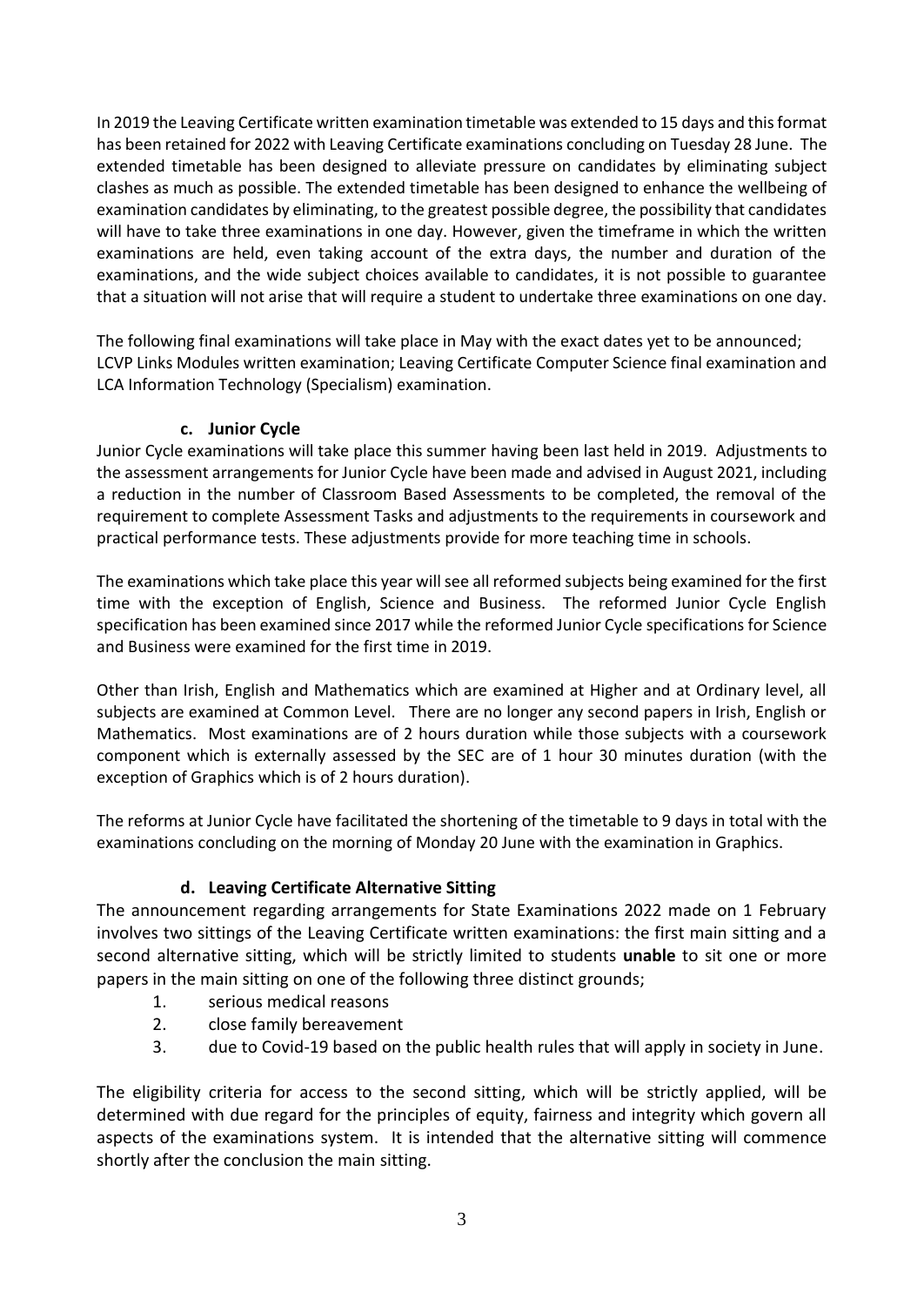In 2019 the Leaving Certificate written examination timetable was extended to 15 days and this format has been retained for 2022 with Leaving Certificate examinations concluding on Tuesday 28 June. The extended timetable has been designed to alleviate pressure on candidates by eliminating subject clashes as much as possible. The extended timetable has been designed to enhance the wellbeing of examination candidates by eliminating, to the greatest possible degree, the possibility that candidates will have to take three examinations in one day. However, given the timeframe in which the written examinations are held, even taking account of the extra days, the number and duration of the examinations, and the wide subject choices available to candidates, it is not possible to guarantee that a situation will not arise that will require a student to undertake three examinations on one day.

The following final examinations will take place in May with the exact dates yet to be announced; LCVP Links Modules written examination; Leaving Certificate Computer Science final examination and LCA Information Technology (Specialism) examination.

### c. Junior Cycle

Junior Cycle examinations will take place this summer having been last held in 2019. Adjustments to the assessment arrangements for Junior Cycle have been made and advised in August 2021, including a reduction in the number of Classroom Based Assessments to be completed, the removal of the requirement to complete Assessment Tasks and adjustments to the requirements in coursework and practical performance tests. These adjustments provide for more teaching time in schools.

The examinations which take place this year will see all reformed subjects being examined for the first time with the exception of English, Science and Business. The reformed Junior Cycle English specification has been examined since 2017 while the reformed Junior Cycle specifications for Science and Business were examined for the first time in 2019.

Other than Irish, English and Mathematics which are examined at Higher and at Ordinary level, all subjects are examined at Common Level. There are no longer any second papers in Irish, English or Mathematics. Most examinations are of 2 hours duration while those subjects with a coursework component which is externally assessed by the SEC are of 1 hour 30 minutes duration (with the exception of Graphics which is of 2 hours duration).

The reforms at Junior Cycle have facilitated the shortening of the timetable to 9 days in total with the examinations concluding on the morning of Monday 20 June with the examination in Graphics.

### d. Leaving Certificate Alternative Sitting

The announcement regarding arrangements for State Examinations 2022 made on 1 February involves two sittings of the Leaving Certificate written examinations: the first main sitting and a second alternative sitting, which will be strictly limited to students **unable** to sit one or more papers in the main sitting on one of the following three distinct grounds;

1. serious medical reasons
2. close family bereavement
3. due to Covid-19 based on the public health rules that will apply in society in June.

The eligibility criteria for access to the second sitting, which will be strictly applied, will be determined with due regard for the principles of equity, fairness and integrity which govern all aspects of the examinations system. It is intended that the alternative sitting will commence shortly after the conclusion the main sitting.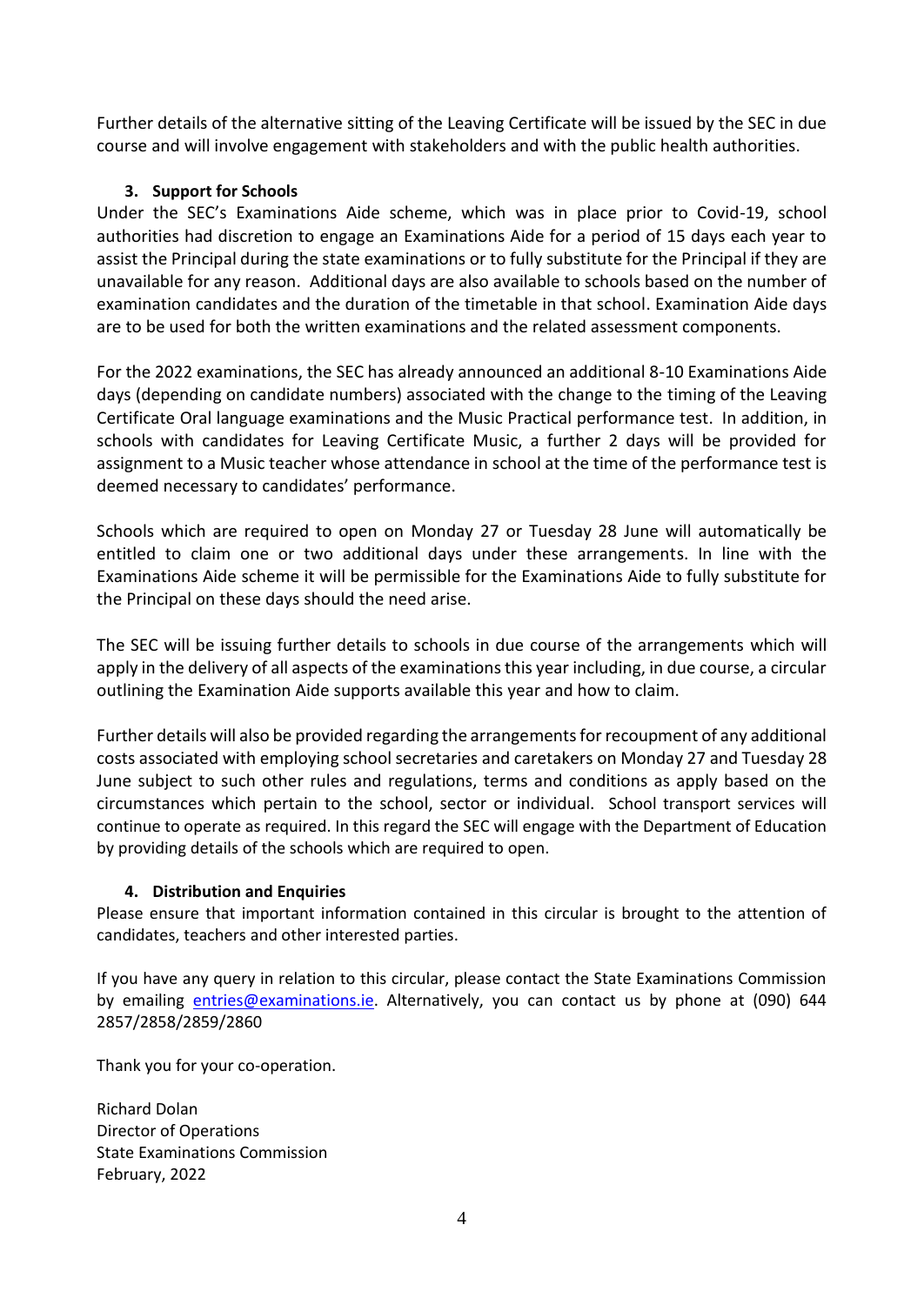Further details of the alternative sitting of the Leaving Certificate will be issued by the SEC in due course and will involve engagement with stakeholders and with the public health authorities.

### 3. Support for Schools

Under the SEC's Examinations Aide scheme, which was in place prior to Covid-19, school authorities had discretion to engage an Examinations Aide for a period of 15 days each year to assist the Principal during the state examinations or to fully substitute for the Principal if they are unavailable for any reason. Additional days are also available to schools based on the number of examination candidates and the duration of the timetable in that school. Examination Aide days are to be used for both the written examinations and the related assessment components.

For the 2022 examinations, the SEC has already announced an additional 8-10 Examinations Aide days (depending on candidate numbers) associated with the change to the timing of the Leaving Certificate Oral language examinations and the Music Practical performance test. In addition, in schools with candidates for Leaving Certificate Music, a further 2 days will be provided for assignment to a Music teacher whose attendance in school at the time of the performance test is deemed necessary to candidates' performance.

Schools which are required to open on Monday 27 or Tuesday 28 June will automatically be entitled to claim one or two additional days under these arrangements. In line with the Examinations Aide scheme it will be permissible for the Examinations Aide to fully substitute for the Principal on these days should the need arise.

The SEC will be issuing further details to schools in due course of the arrangements which will apply in the delivery of all aspects of the examinations this year including, in due course, a circular outlining the Examination Aide supports available this year and how to claim.

Further details will also be provided regarding the arrangements for recoupment of any additional costs associated with employing school secretaries and caretakers on Monday 27 and Tuesday 28 June subject to such other rules and regulations, terms and conditions as apply based on the circumstances which pertain to the school, sector or individual. School transport services will continue to operate as required. In this regard the SEC will engage with the Department of Education by providing details of the schools which are required to open.

### 4. Distribution and Enquiries

Please ensure that important information contained in this circular is brought to the attention of candidates, teachers and other interested parties.

If you have any query in relation to this circular, please contact the State Examinations Commission by emailing entries@examinations.ie. Alternatively, you can contact us by phone at (090) 644 2857/2858/2859/2860

Thank you for your co-operation.

Richard Dolan
Director of Operations
State Examinations Commission
February, 2022